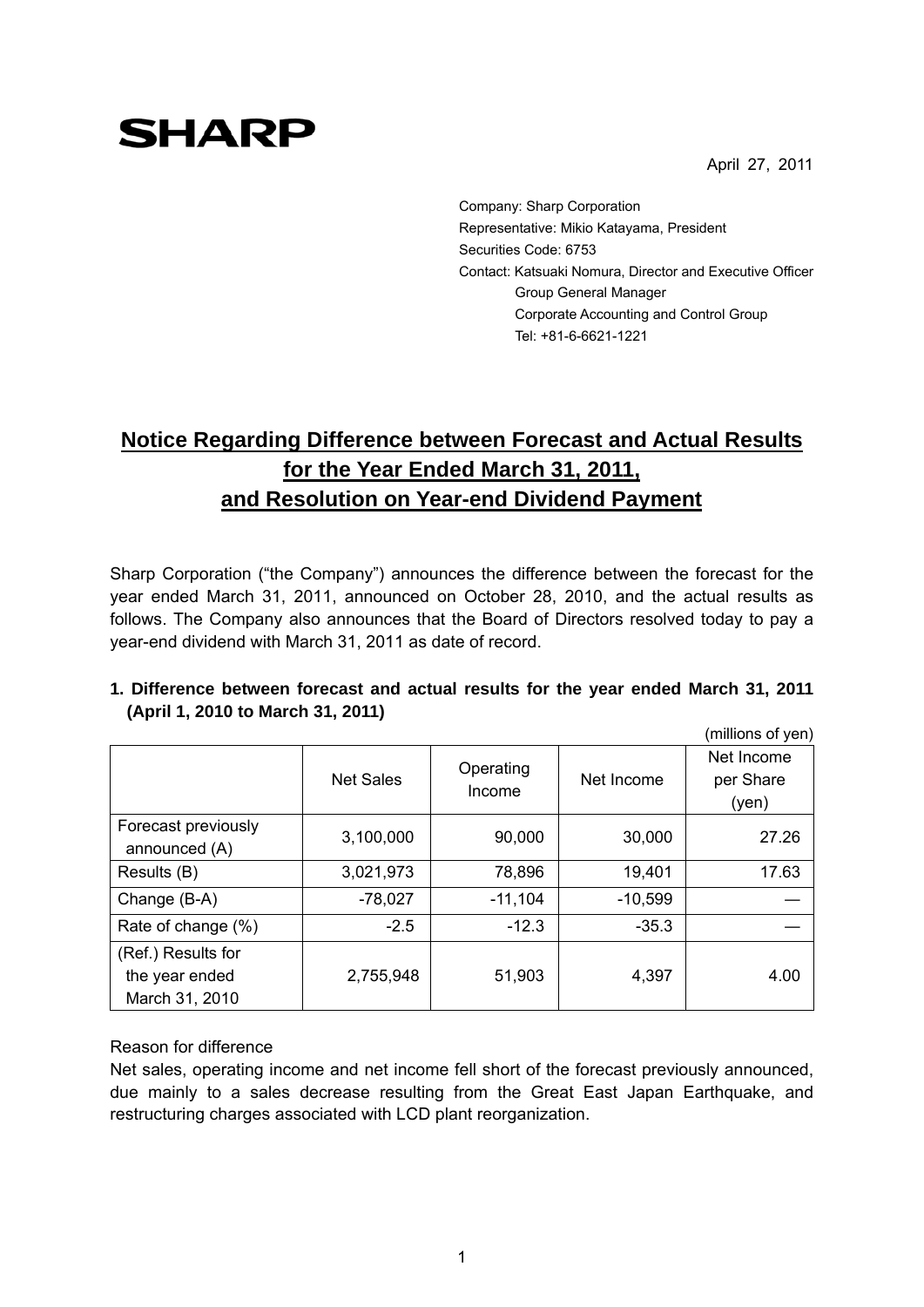SHARP

April 27, 2011

Company: Sharp Corporation
Representative: Mikio Katayama, President
Securities Code: 6753
Contact: Katsuaki Nomura, Director and Executive Officer
Group General Manager
Corporate Accounting and Control Group
Tel: +81-6-6621-1221

# Notice Regarding Difference between Forecast and Actual Results for the Year Ended March 31, 2011, and Resolution on Year-end Dividend Payment

Sharp Corporation ("the Company") announces the difference between the forecast for the year ended March 31, 2011, announced on October 28, 2010, and the actual results as follows. The Company also announces that the Board of Directors resolved today to pay a year-end dividend with March 31, 2011 as date of record.

**1. Difference between forecast and actual results for the year ended March 31, 2011 (April 1, 2010 to March 31, 2011)**

(millions of yen)

| | Net Sales | Operating Income | Net Income | Net Income per Share (yen) |
|---|---|---|---|---|
| Forecast previously announced (A) | 3,100,000 | 90,000 | 30,000 | 27.26 |
| Results (B) | 3,021,973 | 78,896 | 19,401 | 17.63 |
| Change (B-A) | -78,027 | -11,104 | -10,599 | — |
| Rate of change (%) | -2.5 | -12.3 | -35.3 | — |
| (Ref.) Results for the year ended March 31, 2010 | 2,755,948 | 51,903 | 4,397 | 4.00 |

Reason for difference

Net sales, operating income and net income fell short of the forecast previously announced, due mainly to a sales decrease resulting from the Great East Japan Earthquake, and restructuring charges associated with LCD plant reorganization.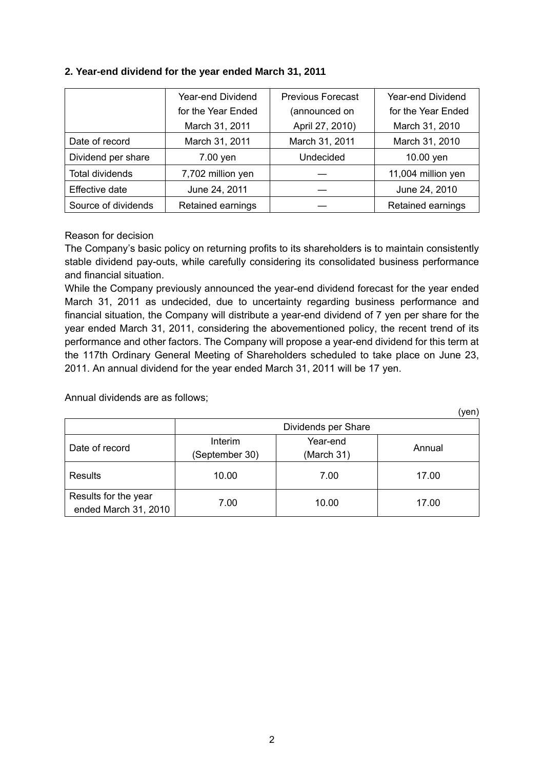## 2. Year-end dividend for the year ended March 31, 2011

| | Year-end Dividend for the Year Ended March 31, 2011 | Previous Forecast (announced on April 27, 2010) | Year-end Dividend for the Year Ended March 31, 2010 |
|---|---|---|---|
| Date of record | March 31, 2011 | March 31, 2011 | March 31, 2010 |
| Dividend per share | 7.00 yen | Undecided | 10.00 yen |
| Total dividends | 7,702 million yen | — | 11,004 million yen |
| Effective date | June 24, 2011 | — | June 24, 2010 |
| Source of dividends | Retained earnings | — | Retained earnings |

Reason for decision

The Company's basic policy on returning profits to its shareholders is to maintain consistently stable dividend pay-outs, while carefully considering its consolidated business performance and financial situation.

While the Company previously announced the year-end dividend forecast for the year ended March 31, 2011 as undecided, due to uncertainty regarding business performance and financial situation, the Company will distribute a year-end dividend of 7 yen per share for the year ended March 31, 2011, considering the abovementioned policy, the recent trend of its performance and other factors. The Company will propose a year-end dividend for this term at the 117th Ordinary General Meeting of Shareholders scheduled to take place on June 23, 2011. An annual dividend for the year ended March 31, 2011 will be 17 yen.

Annual dividends are as follows;

(yen)

| | Dividends per Share | | |
|---|---|---|---|
| Date of record | Interim (September 30) | Year-end (March 31) | Annual |
| Results | 10.00 | 7.00 | 17.00 |
| Results for the year ended March 31, 2010 | 7.00 | 10.00 | 17.00 |